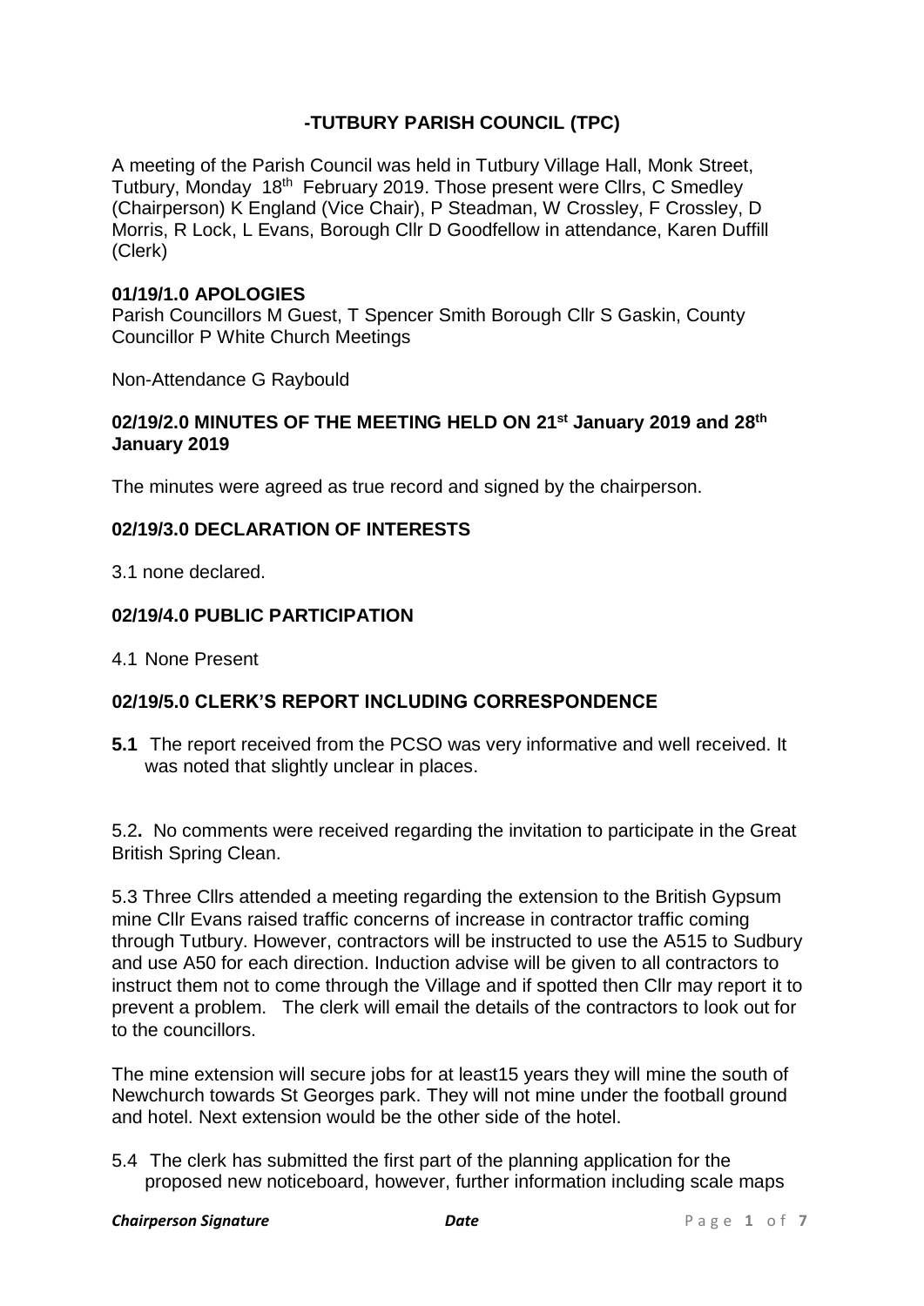# -TUTBURY PARISH COUNCIL (TPC)

A meeting of the Parish Council was held in Tutbury Village Hall, Monk Street, Tutbury, Monday 18th February 2019. Those present were Cllrs, C Smedley (Chairperson) K England (Vice Chair), P Steadman, W Crossley, F Crossley, D Morris, R Lock, L Evans, Borough Cllr D Goodfellow in attendance, Karen Duffill (Clerk)

## 01/19/1.0 APOLOGIES

Parish Councillors M Guest, T Spencer Smith Borough Cllr S Gaskin, County Councillor P White Church Meetings

Non-Attendance G Raybould

## 02/19/2.0 MINUTES OF THE MEETING HELD ON 21st January 2019 and 28th January 2019

The minutes were agreed as true record and signed by the chairperson.

## 02/19/3.0 DECLARATION OF INTERESTS

3.1 none declared.

## 02/19/4.0 PUBLIC PARTICIPATION

4.1 None Present

## 02/19/5.0 CLERK'S REPORT INCLUDING CORRESPONDENCE

**5.1** The report received from the PCSO was very informative and well received. It was noted that slightly unclear in places.

5.2**.** No comments were received regarding the invitation to participate in the Great British Spring Clean.

5.3 Three Cllrs attended a meeting regarding the extension to the British Gypsum mine Cllr Evans raised traffic concerns of increase in contractor traffic coming through Tutbury. However, contractors will be instructed to use the A515 to Sudbury and use A50 for each direction. Induction advise will be given to all contractors to instruct them not to come through the Village and if spotted then Cllr may report it to prevent a problem. The clerk will email the details of the contractors to look out for to the councillors.

The mine extension will secure jobs for at least15 years they will mine the south of Newchurch towards St Georges park. They will not mine under the football ground and hotel. Next extension would be the other side of the hotel.

5.4 The clerk has submitted the first part of the planning application for the proposed new noticeboard, however, further information including scale maps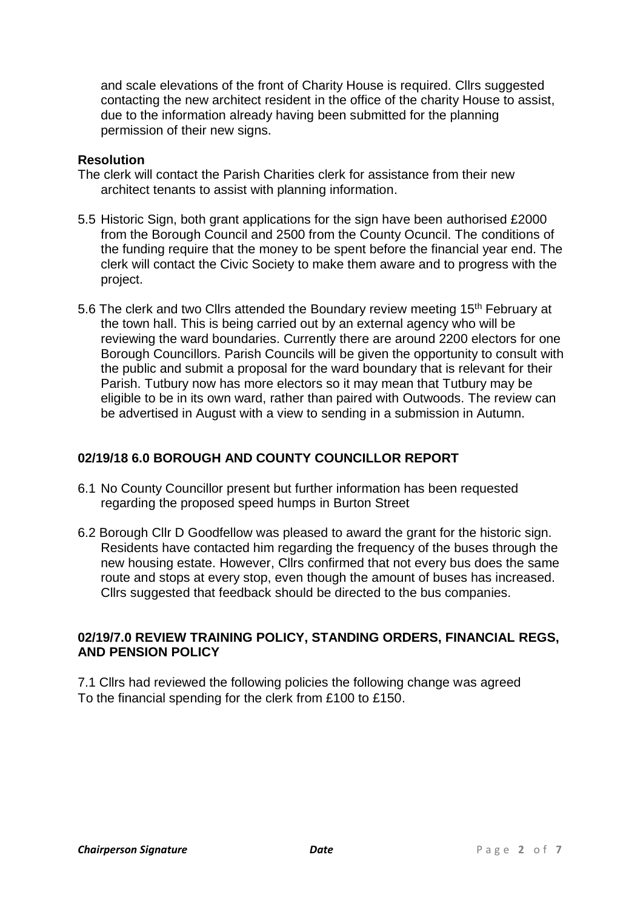and scale elevations of the front of Charity House is required. Cllrs suggested contacting the new architect resident in the office of the charity House to assist, due to the information already having been submitted for the planning permission of their new signs.

**Resolution**

The clerk will contact the Parish Charities clerk for assistance from their new architect tenants to assist with planning information.

5.5 Historic Sign, both grant applications for the sign have been authorised £2000 from the Borough Council and 2500 from the County Ocuncil. The conditions of the funding require that the money to be spent before the financial year end. The clerk will contact the Civic Society to make them aware and to progress with the project.

5.6 The clerk and two Cllrs attended the Boundary review meeting 15th February at the town hall. This is being carried out by an external agency who will be reviewing the ward boundaries. Currently there are around 2200 electors for one Borough Councillors. Parish Councils will be given the opportunity to consult with the public and submit a proposal for the ward boundary that is relevant for their Parish. Tutbury now has more electors so it may mean that Tutbury may be eligible to be in its own ward, rather than paired with Outwoods. The review can be advertised in August with a view to sending in a submission in Autumn.

## 02/19/18 6.0 BOROUGH AND COUNTY COUNCILLOR REPORT

6.1 No County Councillor present but further information has been requested regarding the proposed speed humps in Burton Street

6.2 Borough Cllr D Goodfellow was pleased to award the grant for the historic sign. Residents have contacted him regarding the frequency of the buses through the new housing estate. However, Cllrs confirmed that not every bus does the same route and stops at every stop, even though the amount of buses has increased. Cllrs suggested that feedback should be directed to the bus companies.

## 02/19/7.0 REVIEW TRAINING POLICY, STANDING ORDERS, FINANCIAL REGS, AND PENSION POLICY

7.1 Cllrs had reviewed the following policies the following change was agreed
To the financial spending for the clerk from £100 to £150.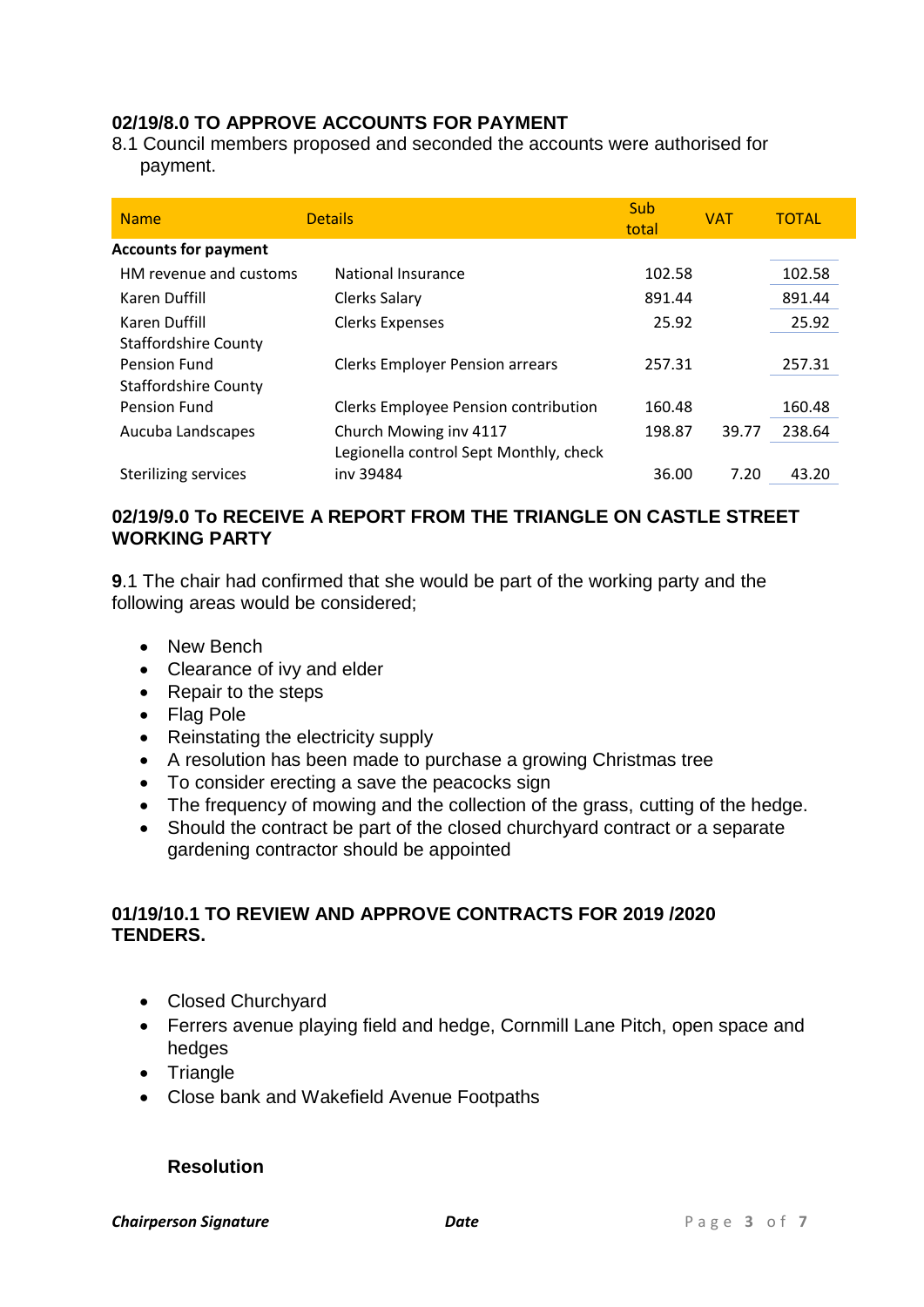### 02/19/8.0 TO APPROVE ACCOUNTS FOR PAYMENT

8.1 Council members proposed and seconded the accounts were authorised for payment.

| Name | Details | Sub total | VAT | TOTAL |
|---|---|---|---|---|
| **Accounts for payment** | | | | |
| HM revenue and customs | National Insurance | 102.58 | | 102.58 |
| Karen Duffill | Clerks Salary | 891.44 | | 891.44 |
| Karen Duffill | Clerks Expenses | 25.92 | | 25.92 |
| Staffordshire County Pension Fund | Clerks Employer Pension arrears | 257.31 | | 257.31 |
| Staffordshire County Pension Fund | Clerks Employee Pension contribution | 160.48 | | 160.48 |
| Aucuba Landscapes | Church Mowing inv 4117 | 198.87 | 39.77 | 238.64 |
| Sterilizing services | Legionella control Sept Monthly, check inv 39484 | 36.00 | 7.20 | 43.20 |

### 02/19/9.0 To RECEIVE A REPORT FROM THE TRIANGLE ON CASTLE STREET WORKING PARTY

**9**.1 The chair had confirmed that she would be part of the working party and the following areas would be considered;

- New Bench
- Clearance of ivy and elder
- Repair to the steps
- Flag Pole
- Reinstating the electricity supply
- A resolution has been made to purchase a growing Christmas tree
- To consider erecting a save the peacocks sign
- The frequency of mowing and the collection of the grass, cutting of the hedge.
- Should the contract be part of the closed churchyard contract or a separate gardening contractor should be appointed

### 01/19/10.1 TO REVIEW AND APPROVE CONTRACTS FOR 2019 /2020 TENDERS.

- Closed Churchyard
- Ferrers avenue playing field and hedge, Cornmill Lane Pitch, open space and hedges
- Triangle
- Close bank and Wakefield Avenue Footpaths

**Resolution**

***Chairperson Signature*** ***Date***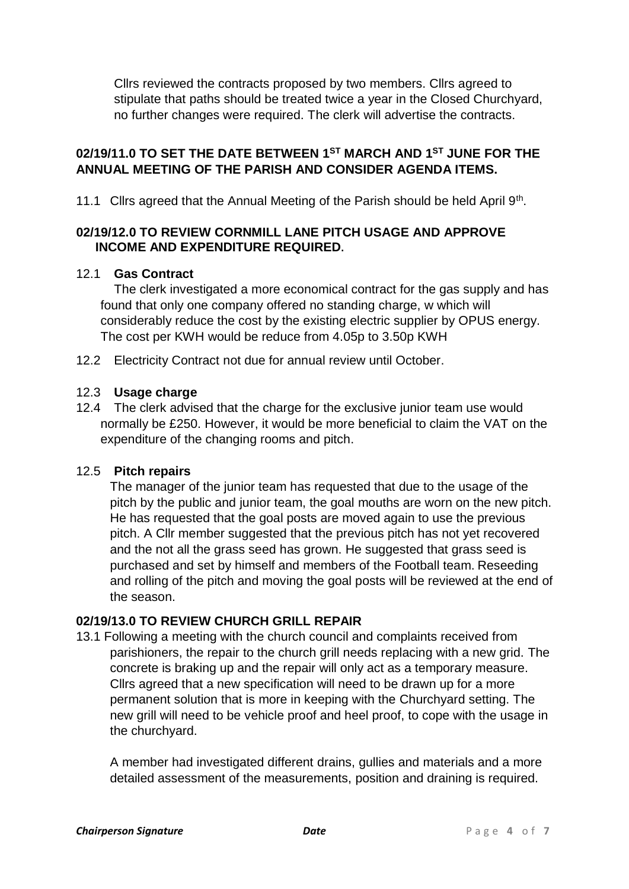Cllrs reviewed the contracts proposed by two members. Cllrs agreed to stipulate that paths should be treated twice a year in the Closed Churchyard, no further changes were required. The clerk will advertise the contracts.

**02/19/11.0 TO SET THE DATE BETWEEN 1ST MARCH AND 1ST JUNE FOR THE ANNUAL MEETING OF THE PARISH AND CONSIDER AGENDA ITEMS.**

11.1 Cllrs agreed that the Annual Meeting of the Parish should be held April 9th.

**02/19/12.0 TO REVIEW CORNMILL LANE PITCH USAGE AND APPROVE INCOME AND EXPENDITURE REQUIRED.**

12.1 **Gas Contract**

The clerk investigated a more economical contract for the gas supply and has found that only one company offered no standing charge, w which will considerably reduce the cost by the existing electric supplier by OPUS energy. The cost per KWH would be reduce from 4.05p to 3.50p KWH

12.2 Electricity Contract not due for annual review until October.

12.3 **Usage charge**

12.4 The clerk advised that the charge for the exclusive junior team use would normally be £250. However, it would be more beneficial to claim the VAT on the expenditure of the changing rooms and pitch.

12.5 **Pitch repairs**

The manager of the junior team has requested that due to the usage of the pitch by the public and junior team, the goal mouths are worn on the new pitch. He has requested that the goal posts are moved again to use the previous pitch. A Cllr member suggested that the previous pitch has not yet recovered and the not all the grass seed has grown. He suggested that grass seed is purchased and set by himself and members of the Football team. Reseeding and rolling of the pitch and moving the goal posts will be reviewed at the end of the season.

**02/19/13.0 TO REVIEW CHURCH GRILL REPAIR**

13.1 Following a meeting with the church council and complaints received from parishioners, the repair to the church grill needs replacing with a new grid. The concrete is braking up and the repair will only act as a temporary measure. Cllrs agreed that a new specification will need to be drawn up for a more permanent solution that is more in keeping with the Churchyard setting. The new grill will need to be vehicle proof and heel proof, to cope with the usage in the churchyard.

A member had investigated different drains, gullies and materials and a more detailed assessment of the measurements, position and draining is required.

***Chairperson Signature*** ***Date***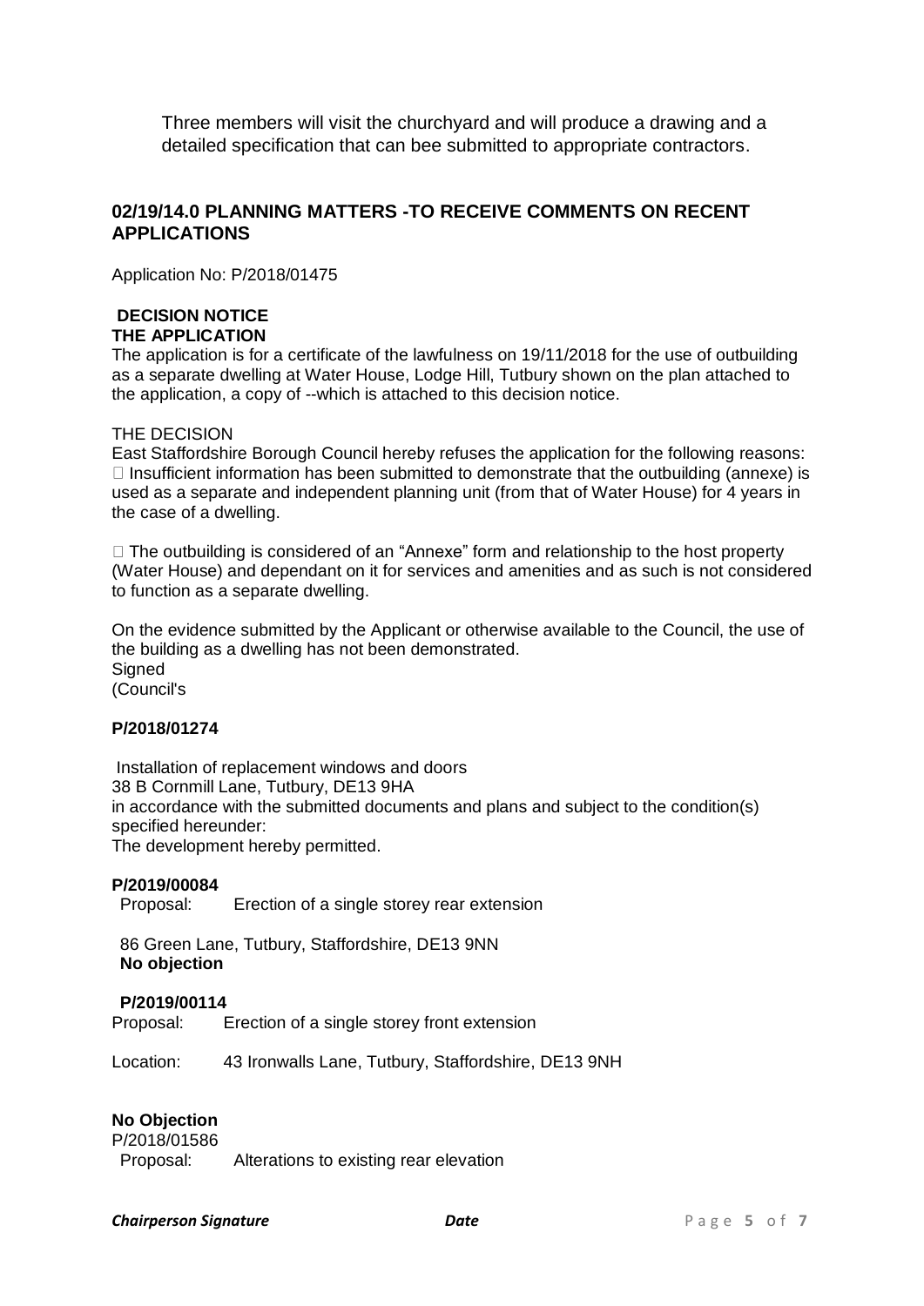Three members will visit the churchyard and will produce a drawing and a detailed specification that can bee submitted to appropriate contractors.

## 02/19/14.0 PLANNING MATTERS -TO RECEIVE COMMENTS ON RECENT APPLICATIONS

Application No: P/2018/01475

**DECISION NOTICE**
**THE APPLICATION**
The application is for a certificate of the lawfulness on 19/11/2018 for the use of outbuilding as a separate dwelling at Water House, Lodge Hill, Tutbury shown on the plan attached to the application, a copy of --which is attached to this decision notice.

THE DECISION
East Staffordshire Borough Council hereby refuses the application for the following reasons:
- Insufficient information has been submitted to demonstrate that the outbuilding (annexe) is used as a separate and independent planning unit (from that of Water House) for 4 years in the case of a dwelling.

- The outbuilding is considered of an "Annexe" form and relationship to the host property (Water House) and dependant on it for services and amenities and as such is not considered to function as a separate dwelling.

On the evidence submitted by the Applicant or otherwise available to the Council, the use of the building as a dwelling has not been demonstrated.
Signed
(Council's

**P/2018/01274**

Installation of replacement windows and doors
38 B Cornmill Lane, Tutbury, DE13 9HA
in accordance with the submitted documents and plans and subject to the condition(s) specified hereunder:
The development hereby permitted.

**P/2019/00084**
Proposal: Erection of a single storey rear extension

86 Green Lane, Tutbury, Staffordshire, DE13 9NN
**No objection**

**P/2019/00114**
Proposal: Erection of a single storey front extension

Location: 43 Ironwalls Lane, Tutbury, Staffordshire, DE13 9NH

**No Objection**
P/2018/01586
Proposal: Alterations to existing rear elevation

***Chairperson Signature*** ***Date***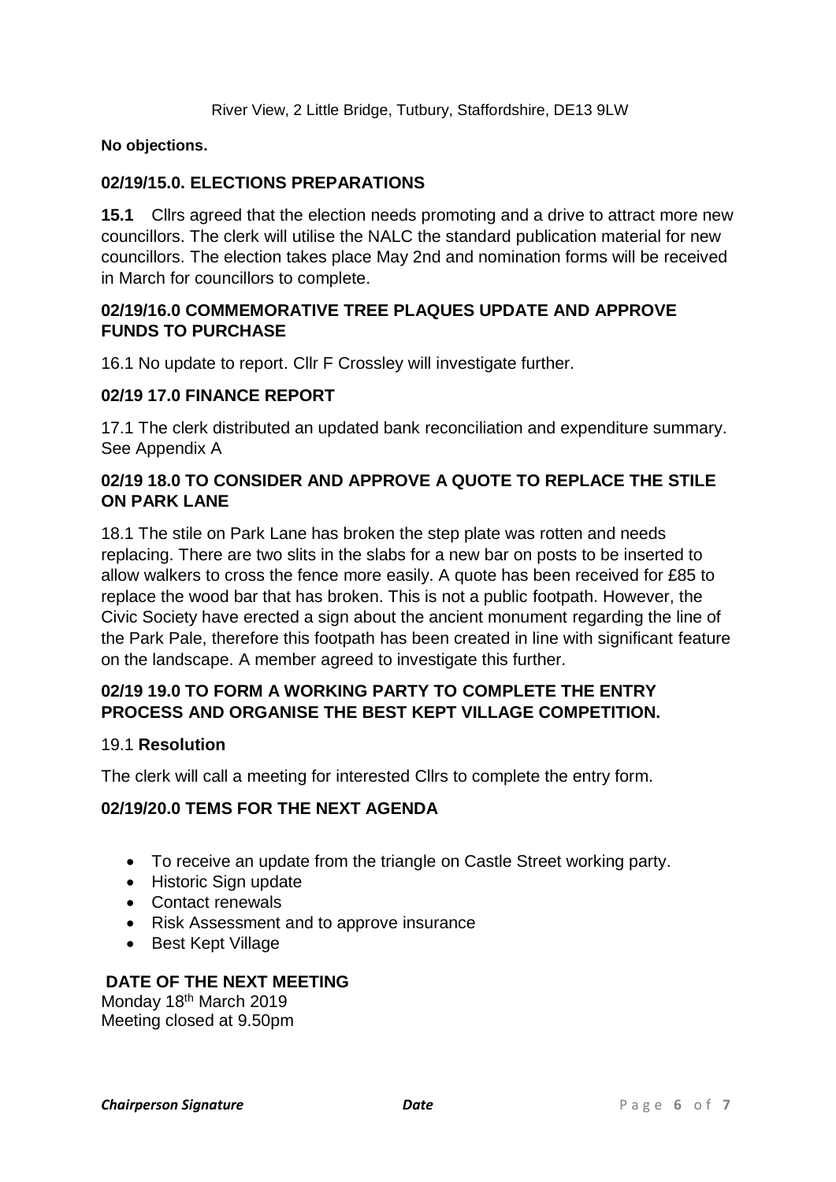River View, 2 Little Bridge, Tutbury, Staffordshire, DE13 9LW

**No objections.**

### 02/19/15.0. ELECTIONS PREPARATIONS

**15.1** Cllrs agreed that the election needs promoting and a drive to attract more new councillors. The clerk will utilise the NALC the standard publication material for new councillors. The election takes place May 2nd and nomination forms will be received in March for councillors to complete.

### 02/19/16.0 COMMEMORATIVE TREE PLAQUES UPDATE AND APPROVE FUNDS TO PURCHASE

16.1 No update to report. Cllr F Crossley will investigate further.

### 02/19 17.0 FINANCE REPORT

17.1 The clerk distributed an updated bank reconciliation and expenditure summary. See Appendix A

### 02/19 18.0 TO CONSIDER AND APPROVE A QUOTE TO REPLACE THE STILE ON PARK LANE

18.1 The stile on Park Lane has broken the step plate was rotten and needs replacing. There are two slits in the slabs for a new bar on posts to be inserted to allow walkers to cross the fence more easily. A quote has been received for £85 to replace the wood bar that has broken. This is not a public footpath. However, the Civic Society have erected a sign about the ancient monument regarding the line of the Park Pale, therefore this footpath has been created in line with significant feature on the landscape. A member agreed to investigate this further.

### 02/19 19.0 TO FORM A WORKING PARTY TO COMPLETE THE ENTRY PROCESS AND ORGANISE THE BEST KEPT VILLAGE COMPETITION.

19.1 **Resolution**

The clerk will call a meeting for interested Cllrs to complete the entry form.

### 02/19/20.0 TEMS FOR THE NEXT AGENDA

- To receive an update from the triangle on Castle Street working party.
- Historic Sign update
- Contact renewals
- Risk Assessment and to approve insurance
- Best Kept Village

**DATE OF THE NEXT MEETING**

Monday 18th March 2019
Meeting closed at 9.50pm

***Chairperson Signature*** ***Date***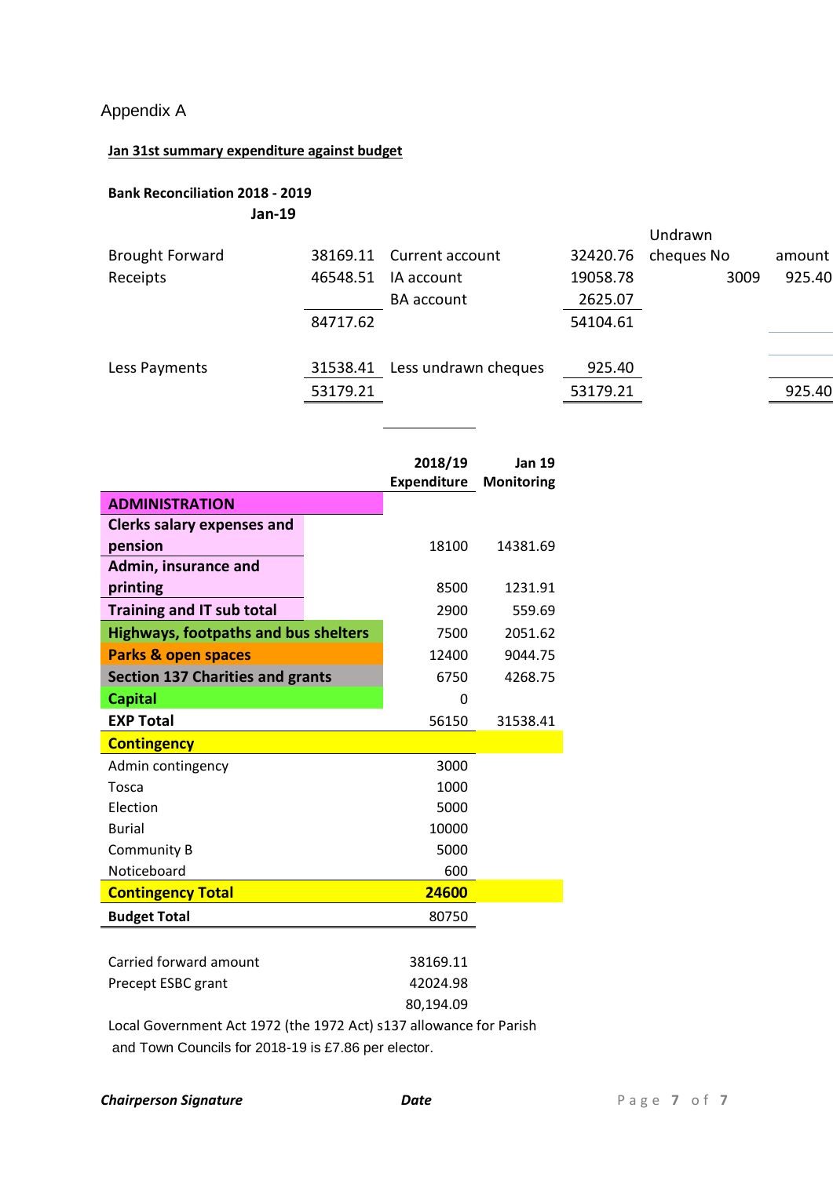Appendix A

**Jan 31st summary expenditure against budget**

**Bank Reconciliation 2018 - 2019**
**Jan-19**

| | | | | Undrawn cheques No | amount |
|---|---|---|---|---|---|
| Brought Forward | 38169.11 | Current account | 32420.76 | | |
| Receipts | 46548.51 | IA account | 19058.78 | 3009 | 925.40 |
| | | BA account | 2625.07 | | |
| | 84717.62 | | 54104.61 | | |
| Less Payments | 31538.41 | Less undrawn cheques | 925.40 | | |
| | 53179.21 | | 53179.21 | | 925.40 |

| | 2018/19 Expenditure | Jan 19 Monitoring |
|---|---|---|
| **ADMINISTRATION** | | |
| **Clerks salary expenses and pension** | 18100 | 14381.69 |
| **Admin, insurance and printing** | 8500 | 1231.91 |
| **Training and IT sub total** | 2900 | 559.69 |
| **Highways, footpaths and bus shelters** | 7500 | 2051.62 |
| **Parks & open spaces** | 12400 | 9044.75 |
| **Section 137 Charities and grants** | 6750 | 4268.75 |
| **Capital** | 0 | |
| **EXP Total** | 56150 | 31538.41 |
| **Contingency** | | |
| Admin contingency | 3000 | |
| Tosca | 1000 | |
| Election | 5000 | |
| Burial | 10000 | |
| Community B | 5000 | |
| Noticeboard | 600 | |
| **Contingency Total** | **24600** | |
| **Budget Total** | 80750 | |

| | |
|---|---|
| Carried forward amount | 38169.11 |
| Precept ESBC grant | 42024.98 |
| | 80,194.09 |

Local Government Act 1972 (the 1972 Act) s137 allowance for Parish and Town Councils for 2018-19 is £7.86 per elector.

***Chairperson Signature*** ***Date***